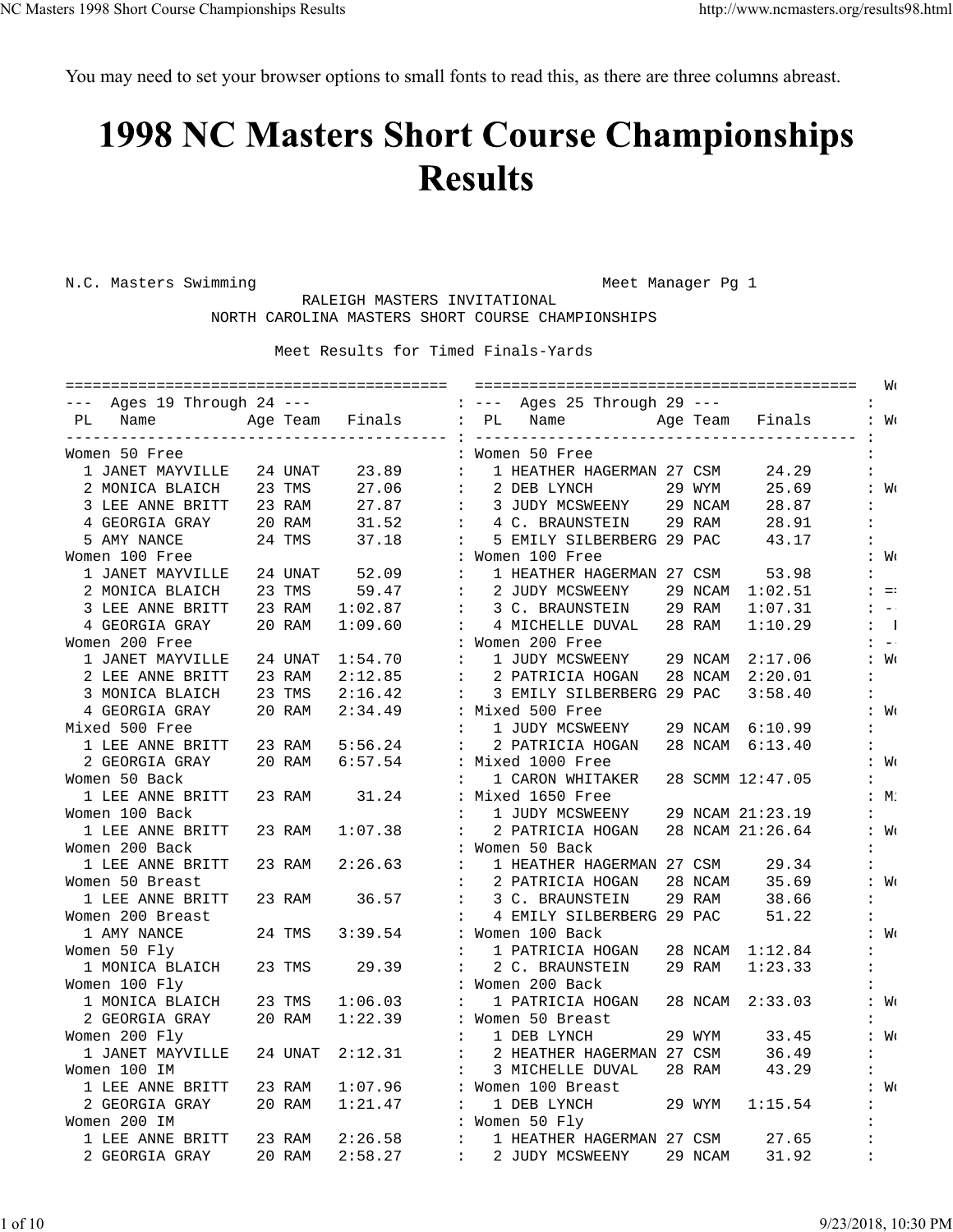You may need to set your browser options to small fonts to read this, as there are three columns abreast.

# 1998 NC Masters Short Course Championships Results

```
N.C. Masters Swimming                                      Meet Manager Pg 1
                     RALEIGH MASTERS INVITATIONAL
              NORTH CAROLINA MASTERS SHORT COURSE CHAMPIONSHIPS

                     Meet Results for Timed Finals-Yards
```

## Ages 19 Through 24

| PL | Name | Age | Team | Finals |
|---|---|---|---|---|
| **Women 50 Free** | | | | |
| 1 | JANET MAYVILLE | 24 | UNAT | 23.89 |
| 2 | MONICA BLAICH | 23 | TMS | 27.06 |
| 3 | LEE ANNE BRITT | 23 | RAM | 27.87 |
| 4 | GEORGIA GRAY | 20 | RAM | 31.52 |
| 5 | AMY NANCE | 24 | TMS | 37.18 |
| **Women 100 Free** | | | | |
| 1 | JANET MAYVILLE | 24 | UNAT | 52.09 |
| 2 | MONICA BLAICH | 23 | TMS | 59.47 |
| 3 | LEE ANNE BRITT | 23 | RAM | 1:02.87 |
| 4 | GEORGIA GRAY | 20 | RAM | 1:09.60 |
| **Women 200 Free** | | | | |
| 1 | JANET MAYVILLE | 24 | UNAT | 1:54.70 |
| 2 | LEE ANNE BRITT | 23 | RAM | 2:12.85 |
| 3 | MONICA BLAICH | 23 | TMS | 2:16.42 |
| 4 | GEORGIA GRAY | 20 | RAM | 2:34.49 |
| **Mixed 500 Free** | | | | |
| 1 | LEE ANNE BRITT | 23 | RAM | 5:56.24 |
| 2 | GEORGIA GRAY | 20 | RAM | 6:57.54 |
| **Women 50 Back** | | | | |
| 1 | LEE ANNE BRITT | 23 | RAM | 31.24 |
| **Women 100 Back** | | | | |
| 1 | LEE ANNE BRITT | 23 | RAM | 1:07.38 |
| **Women 200 Back** | | | | |
| 1 | LEE ANNE BRITT | 23 | RAM | 2:26.63 |
| **Women 50 Breast** | | | | |
| 1 | LEE ANNE BRITT | 23 | RAM | 36.57 |
| **Women 200 Breast** | | | | |
| 1 | AMY NANCE | 24 | TMS | 3:39.54 |
| **Women 50 Fly** | | | | |
| 1 | MONICA BLAICH | 23 | TMS | 29.39 |
| **Women 100 Fly** | | | | |
| 1 | MONICA BLAICH | 23 | TMS | 1:06.03 |
| 2 | GEORGIA GRAY | 20 | RAM | 1:22.39 |
| **Women 200 Fly** | | | | |
| 1 | JANET MAYVILLE | 24 | UNAT | 2:12.31 |
| **Women 100 IM** | | | | |
| 1 | LEE ANNE BRITT | 23 | RAM | 1:07.96 |
| 2 | GEORGIA GRAY | 20 | RAM | 1:21.47 |
| **Women 200 IM** | | | | |
| 1 | LEE ANNE BRITT | 23 | RAM | 2:26.58 |
| 2 | GEORGIA GRAY | 20 | RAM | 2:58.27 |

## Ages 25 Through 29

| PL | Name | Age | Team | Finals |
|---|---|---|---|---|
| **Women 50 Free** | | | | |
| 1 | HEATHER HAGERMAN | 27 | CSM | 24.29 |
| 2 | DEB LYNCH | 29 | WYM | 25.69 |
| 3 | JUDY MCSWEENY | 29 | NCAM | 28.87 |
| 4 | C. BRAUNSTEIN | 29 | RAM | 28.91 |
| 5 | EMILY SILBERBERG | 29 | PAC | 43.17 |
| **Women 100 Free** | | | | |
| 1 | HEATHER HAGERMAN | 27 | CSM | 53.98 |
| 2 | JUDY MCSWEENY | 29 | NCAM | 1:02.51 |
| 3 | C. BRAUNSTEIN | 29 | RAM | 1:07.31 |
| 4 | MICHELLE DUVAL | 28 | RAM | 1:10.29 |
| **Women 200 Free** | | | | |
| 1 | JUDY MCSWEENY | 29 | NCAM | 2:17.06 |
| 2 | PATRICIA HOGAN | 28 | NCAM | 2:20.01 |
| 3 | EMILY SILBERBERG | 29 | PAC | 3:58.40 |
| **Mixed 500 Free** | | | | |
| 1 | JUDY MCSWEENY | 29 | NCAM | 6:10.99 |
| 2 | PATRICIA HOGAN | 28 | NCAM | 6:13.40 |
| **Mixed 1000 Free** | | | | |
| 1 | CARON WHITAKER | 28 | SCMM | 12:47.05 |
| **Mixed 1650 Free** | | | | |
| 1 | JUDY MCSWEENY | 29 | NCAM | 21:23.19 |
| 2 | PATRICIA HOGAN | 28 | NCAM | 21:26.64 |
| **Women 50 Back** | | | | |
| 1 | HEATHER HAGERMAN | 27 | CSM | 29.34 |
| 2 | PATRICIA HOGAN | 28 | NCAM | 35.69 |
| 3 | C. BRAUNSTEIN | 29 | RAM | 38.66 |
| 4 | EMILY SILBERBERG | 29 | PAC | 51.22 |
| **Women 100 Back** | | | | |
| 1 | PATRICIA HOGAN | 28 | NCAM | 1:12.84 |
| 2 | C. BRAUNSTEIN | 29 | RAM | 1:23.33 |
| **Women 200 Back** | | | | |
| 1 | PATRICIA HOGAN | 28 | NCAM | 2:33.03 |
| **Women 50 Breast** | | | | |
| 1 | DEB LYNCH | 29 | WYM | 33.45 |
| 2 | HEATHER HAGERMAN | 27 | CSM | 36.49 |
| 3 | MICHELLE DUVAL | 28 | RAM | 43.29 |
| **Women 100 Breast** | | | | |
| 1 | DEB LYNCH | 29 | WYM | 1:15.54 |
| **Women 50 Fly** | | | | |
| 1 | HEATHER HAGERMAN | 27 | CSM | 27.65 |
| 2 | JUDY MCSWEENY | 29 | NCAM | 31.92 |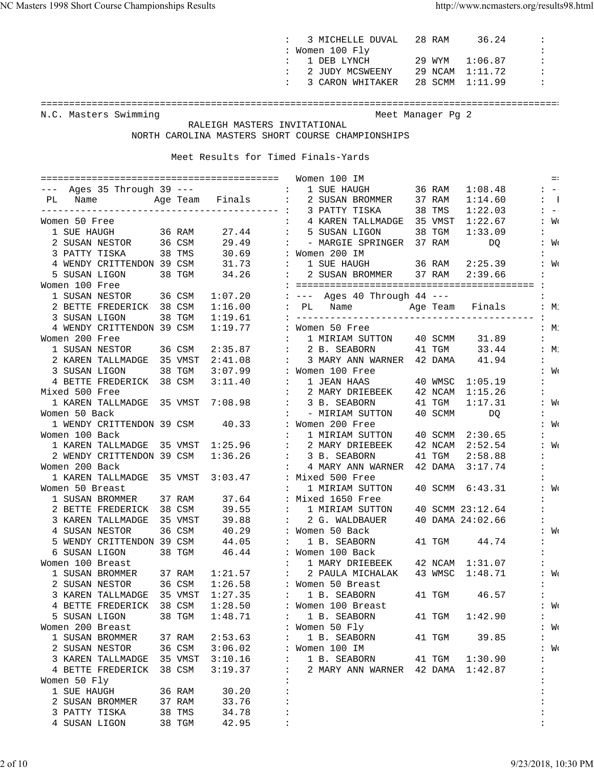| | | | |
|---|---|---|---|
| 3 MICHELLE DUVAL | 28 | RAM | 36.24 |

Women 100 Fly

| PL | Name | Age | Team | Finals |
|---|---|---|---|---|
| 1 | DEB LYNCH | 29 | WYM | 1:06.87 |
| 2 | JUDY MCSWEENY | 29 | NCAM | 1:11.72 |
| 3 | CARON WHITAKER | 28 | SCMM | 1:11.99 |

N.C. Masters Swimming — Meet Manager Pg 2

RALEIGH MASTERS INVITATIONAL

NORTH CAROLINA MASTERS SHORT COURSE CHAMPIONSHIPS

Meet Results for Timed Finals-Yards

## --- Ages 35 Through 39 ---

| PL | Name | Age | Team | Finals |
|---|---|---|---|---|
| **Women 50 Free** | | | | |
| 1 | SUE HAUGH | 36 | RAM | 27.44 |
| 2 | SUSAN NESTOR | 36 | CSM | 29.49 |
| 3 | PATTY TISKA | 38 | TMS | 30.69 |
| 4 | WENDY CRITTENDON | 39 | CSM | 31.73 |
| 5 | SUSAN LIGON | 38 | TGM | 34.26 |
| **Women 100 Free** | | | | |
| 1 | SUSAN NESTOR | 36 | CSM | 1:07.20 |
| 2 | BETTE FREDERICK | 38 | CSM | 1:16.00 |
| 3 | SUSAN LIGON | 38 | TGM | 1:19.61 |
| 4 | WENDY CRITTENDON | 39 | CSM | 1:19.77 |
| **Women 200 Free** | | | | |
| 1 | SUSAN NESTOR | 36 | CSM | 2:35.87 |
| 2 | KAREN TALLMADGE | 35 | VMST | 2:41.08 |
| 3 | SUSAN LIGON | 38 | TGM | 3:07.99 |
| 4 | BETTE FREDERICK | 38 | CSM | 3:11.40 |
| **Mixed 500 Free** | | | | |
| 1 | KAREN TALLMADGE | 35 | VMST | 7:08.98 |
| **Women 50 Back** | | | | |
| 1 | WENDY CRITTENDON | 39 | CSM | 40.33 |
| **Women 100 Back** | | | | |
| 1 | KAREN TALLMADGE | 35 | VMST | 1:25.96 |
| 2 | WENDY CRITTENDON | 39 | CSM | 1:36.26 |
| **Women 200 Back** | | | | |
| 1 | KAREN TALLMADGE | 35 | VMST | 3:03.47 |
| **Women 50 Breast** | | | | |
| 1 | SUSAN BROMMER | 37 | RAM | 37.64 |
| 2 | BETTE FREDERICK | 38 | CSM | 39.55 |
| 3 | KAREN TALLMADGE | 35 | VMST | 39.88 |
| 4 | SUSAN NESTOR | 36 | CSM | 40.29 |
| 5 | WENDY CRITTENDON | 39 | CSM | 44.05 |
| 6 | SUSAN LIGON | 38 | TGM | 46.44 |
| **Women 100 Breast** | | | | |
| 1 | SUSAN BROMMER | 37 | RAM | 1:21.57 |
| 2 | SUSAN NESTOR | 36 | CSM | 1:26.58 |
| 3 | KAREN TALLMADGE | 35 | VMST | 1:27.35 |
| 4 | BETTE FREDERICK | 38 | CSM | 1:28.50 |
| 5 | SUSAN LIGON | 38 | TGM | 1:48.71 |
| **Women 200 Breast** | | | | |
| 1 | SUSAN BROMMER | 37 | RAM | 2:53.63 |
| 2 | SUSAN NESTOR | 36 | CSM | 3:06.02 |
| 3 | KAREN TALLMADGE | 35 | VMST | 3:10.16 |
| 4 | BETTE FREDERICK | 38 | CSM | 3:19.37 |
| **Women 50 Fly** | | | | |
| 1 | SUE HAUGH | 36 | RAM | 30.20 |
| 2 | SUSAN BROMMER | 37 | RAM | 33.76 |
| 3 | PATTY TISKA | 38 | TMS | 34.78 |
| 4 | SUSAN LIGON | 38 | TGM | 42.95 |
| **Women 100 IM** | | | | |
| 1 | SUE HAUGH | 36 | RAM | 1:08.48 |
| 2 | SUSAN BROMMER | 37 | RAM | 1:14.60 |
| 3 | PATTY TISKA | 38 | TMS | 1:22.03 |
| 4 | KAREN TALLMADGE | 35 | VMST | 1:22.67 |
| 5 | SUSAN LIGON | 38 | TGM | 1:33.09 |
| - | MARGIE SPRINGER | 37 | RAM | DQ |
| **Women 200 IM** | | | | |
| 1 | SUE HAUGH | 36 | RAM | 2:25.39 |
| 2 | SUSAN BROMMER | 37 | RAM | 2:39.66 |

## --- Ages 40 Through 44 ---

| PL | Name | Age | Team | Finals |
|---|---|---|---|---|
| **Women 50 Free** | | | | |
| 1 | MIRIAM SUTTON | 40 | SCMM | 31.89 |
| 2 | B. SEABORN | 41 | TGM | 33.44 |
| 3 | MARY ANN WARNER | 42 | DAMA | 41.94 |
| **Women 100 Free** | | | | |
| 1 | JEAN HAAS | 40 | WMSC | 1:05.19 |
| 2 | MARY DRIEBEEK | 42 | NCAM | 1:15.26 |
| 3 | B. SEABORN | 41 | TGM | 1:17.31 |
| - | MIRIAM SUTTON | 40 | SCMM | DQ |
| **Women 200 Free** | | | | |
| 1 | MIRIAM SUTTON | 40 | SCMM | 2:30.65 |
| 2 | MARY DRIEBEEK | 42 | NCAM | 2:52.54 |
| 3 | B. SEABORN | 41 | TGM | 2:58.88 |
| 4 | MARY ANN WARNER | 42 | DAMA | 3:17.74 |
| **Mixed 500 Free** | | | | |
| 1 | MIRIAM SUTTON | 40 | SCMM | 6:43.31 |
| **Mixed 1650 Free** | | | | |
| 1 | MIRIAM SUTTON | 40 | SCMM | 23:12.64 |
| 2 | G. WALDBAUER | 40 | DAMA | 24:02.66 |
| **Women 50 Back** | | | | |
| 1 | B. SEABORN | 41 | TGM | 44.74 |
| **Women 100 Back** | | | | |
| 1 | MARY DRIEBEEK | 42 | NCAM | 1:31.07 |
| 2 | PAULA MICHALAK | 43 | WMSC | 1:48.71 |
| **Women 50 Breast** | | | | |
| 1 | B. SEABORN | 41 | TGM | 46.57 |
| **Women 100 Breast** | | | | |
| 1 | B. SEABORN | 41 | TGM | 1:42.90 |
| **Women 50 Fly** | | | | |
| 1 | B. SEABORN | 41 | TGM | 39.85 |
| **Women 100 IM** | | | | |
| 1 | B. SEABORN | 41 | TGM | 1:30.90 |
| 2 | MARY ANN WARNER | 42 | DAMA | 1:42.87 |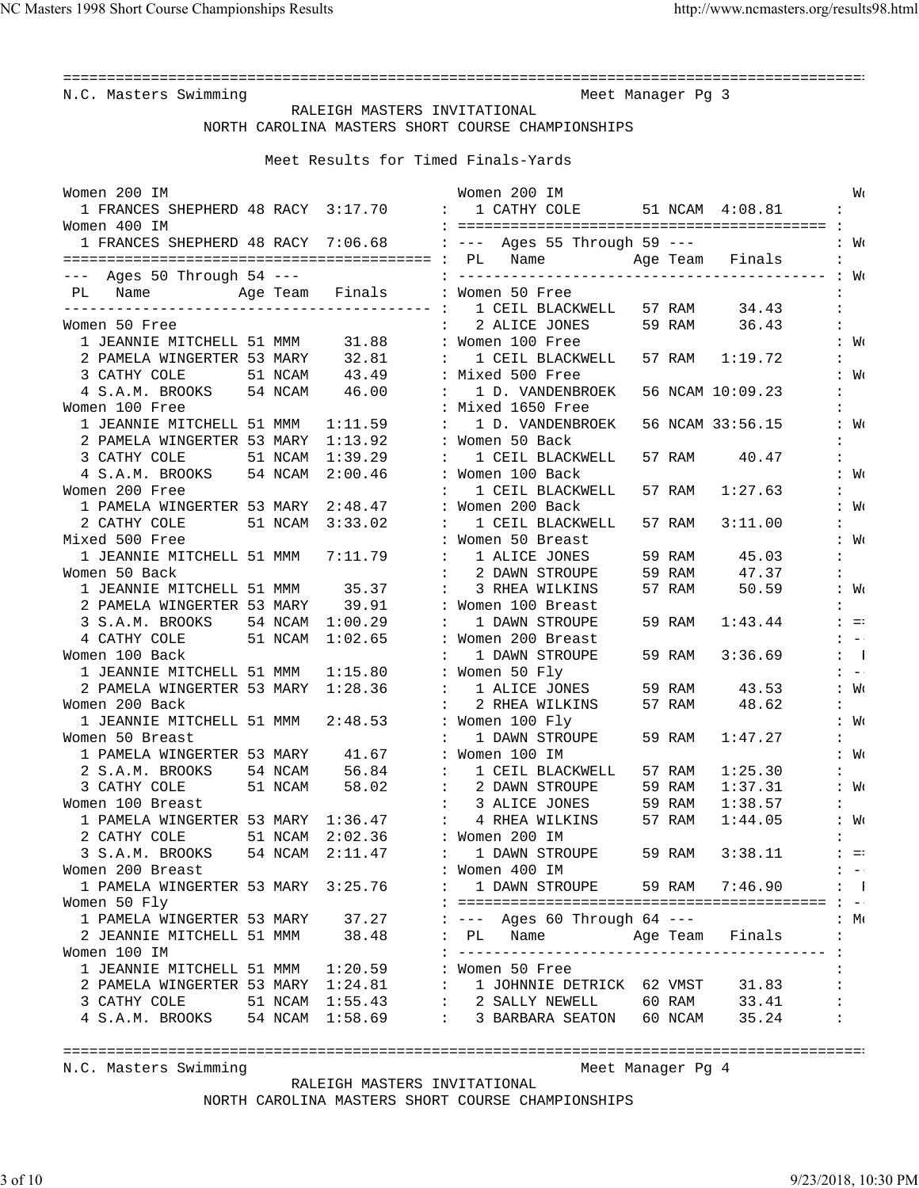N.C. Masters Swimming — Meet Manager Pg 3

RALEIGH MASTERS INVITATIONAL

NORTH CAROLINA MASTERS SHORT COURSE CHAMPIONSHIPS

Meet Results for Timed Finals-Yards

```
Women 200 IM                                    Women 200 IM                                    Wo
  1 FRANCES SHEPHERD 48 RACY  3:17.70      :   1 CATHY COLE       51 NCAM  4:08.81      :
Women 400 IM                               : ======================================== :
  1 FRANCES SHEPHERD 48 RACY  7:06.68      : ---  Ages 55 Through 59 ---                : Wo
========================================= :  PL   Name          Age Team   Finals      :
---  Ages 50 Through 54 ---                : ---------------------------------------- : Wo
 PL   Name          Age Team   Finals      : Women 50 Free                              :
----------------------------------------- :   1 CEIL BLACKWELL   57 RAM     34.43      :
Women 50 Free                              :   2 ALICE JONES      59 RAM     36.43      :
  1 JEANNIE MITCHELL 51 MMM     31.88      : Women 100 Free                             : Wo
  2 PAMELA WINGERTER 53 MARY    32.81      :   1 CEIL BLACKWELL   57 RAM   1:19.72      :
  3 CATHY COLE       51 NCAM    43.49      : Mixed 500 Free                             : Wo
  4 S.A.M. BROOKS    54 NCAM    46.00      :   1 D. VANDENBROEK   56 NCAM 10:09.23      :
Women 100 Free                             : Mixed 1650 Free                            :
  1 JEANNIE MITCHELL 51 MMM   1:11.59      :   1 D. VANDENBROEK   56 NCAM 33:56.15      : Wo
  2 PAMELA WINGERTER 53 MARY  1:13.92      : Women 50 Back                              :
  3 CATHY COLE       51 NCAM  1:39.29      :   1 CEIL BLACKWELL   57 RAM     40.47      :
  4 S.A.M. BROOKS    54 NCAM  2:00.46      : Women 100 Back                             : Wo
Women 200 Free                             :   1 CEIL BLACKWELL   57 RAM   1:27.63      :
  1 PAMELA WINGERTER 53 MARY  2:48.47      : Women 200 Back                             : Wo
  2 CATHY COLE       51 NCAM  3:33.02      :   1 CEIL BLACKWELL   57 RAM   3:11.00      :
Mixed 500 Free                             : Women 50 Breast                            : Wo
  1 JEANNIE MITCHELL 51 MMM   7:11.79      :   1 ALICE JONES      59 RAM     45.03      :
Women 50 Back                              :   2 DAWN STROUPE     59 RAM     47.37      :
  1 JEANNIE MITCHELL 51 MMM     35.37      :   3 RHEA WILKINS     57 RAM     50.59      : Wo
  2 PAMELA WINGERTER 53 MARY    39.91      : Women 100 Breast                           :
  3 S.A.M. BROOKS    54 NCAM  1:00.29      :   1 DAWN STROUPE     59 RAM   1:43.44      : ==
  4 CATHY COLE       51 NCAM  1:02.65      : Women 200 Breast                           : --
Women 100 Back                             :   1 DAWN STROUPE     59 RAM   3:36.69      :  P
  1 JEANNIE MITCHELL 51 MMM   1:15.80      : Women 50 Fly                               : --
  2 PAMELA WINGERTER 53 MARY  1:28.36      :   1 ALICE JONES      59 RAM     43.53      : Wo
Women 200 Back                             :   2 RHEA WILKINS     57 RAM     48.62      :
  1 JEANNIE MITCHELL 51 MMM   2:48.53      : Women 100 Fly                              : Wo
Women 50 Breast                            :   1 DAWN STROUPE     59 RAM   1:47.27      :
  1 PAMELA WINGERTER 53 MARY    41.67      : Women 100 IM                               : Wo
  2 S.A.M. BROOKS    54 NCAM    56.84      :   1 CEIL BLACKWELL   57 RAM   1:25.30      :
  3 CATHY COLE       51 NCAM    58.02      :   2 DAWN STROUPE     59 RAM   1:37.31      : Wo
Women 100 Breast                           :   3 ALICE JONES      59 RAM   1:38.57      :
  1 PAMELA WINGERTER 53 MARY  1:36.47      :   4 RHEA WILKINS     57 RAM   1:44.05      : Wo
  2 CATHY COLE       51 NCAM  2:02.36      : Women 200 IM                               :
  3 S.A.M. BROOKS    54 NCAM  2:11.47      :   1 DAWN STROUPE     59 RAM   3:38.11      : ==
Women 200 Breast                           : Women 400 IM                               : --
  1 PAMELA WINGERTER 53 MARY  3:25.76      :   1 DAWN STROUPE     59 RAM   7:46.90      :  P
Women 50 Fly                               : ======================================== : --
  1 PAMELA WINGERTER 53 MARY    37.27      : ---  Ages 60 Through 64 ---                : Me
  2 JEANNIE MITCHELL 51 MMM     38.48      :  PL   Name          Age Team   Finals      :
Women 100 IM                               : ---------------------------------------- :
  1 JEANNIE MITCHELL 51 MMM   1:20.59      : Women 50 Free                              :
  2 PAMELA WINGERTER 53 MARY  1:24.81      :   1 JOHNNIE DETRICK  62 VMST    31.83      :
  3 CATHY COLE       51 NCAM  1:55.43      :   2 SALLY NEWELL     60 RAM     33.41      :
  4 S.A.M. BROOKS    54 NCAM  1:58.69      :   3 BARBARA SEATON   60 NCAM    35.24      :
```

N.C. Masters Swimming — Meet Manager Pg 4

RALEIGH MASTERS INVITATIONAL

NORTH CAROLINA MASTERS SHORT COURSE CHAMPIONSHIPS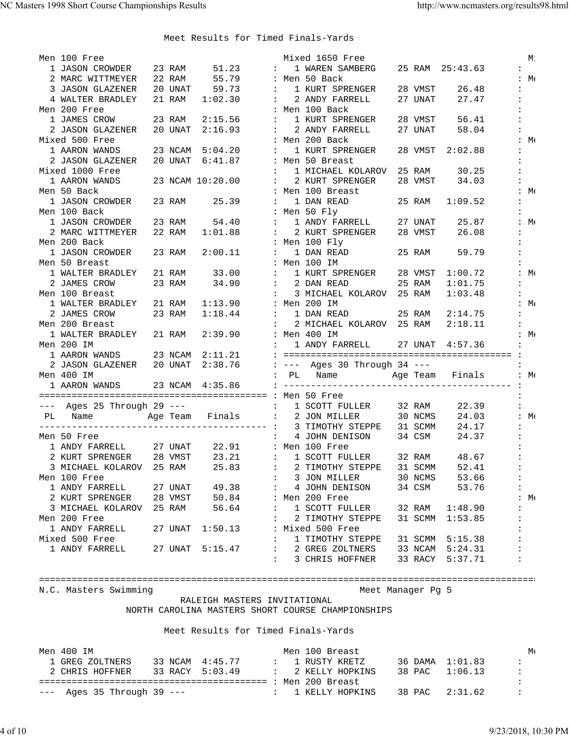Meet Results for Timed Finals-Yards

**Men 100 Free**

1 JASON CROWDER 23 RAM 51.23
2 MARC WITTMEYER 22 RAM 55.79
3 JASON GLAZENER 20 UNAT 59.73
4 WALTER BRADLEY 21 RAM 1:02.30

**Men 200 Free**

1 JAMES CROW 23 RAM 2:15.56
2 JASON GLAZENER 20 UNAT 2:16.93

**Mixed 500 Free**

1 AARON WANDS 23 NCAM 5:04.20
2 JASON GLAZENER 20 UNAT 6:41.87

**Mixed 1000 Free**

1 AARON WANDS 23 NCAM 10:20.00

**Men 50 Back**

1 JASON CROWDER 23 RAM 25.39

**Men 100 Back**

1 JASON CROWDER 23 RAM 54.40
2 MARC WITTMEYER 22 RAM 1:01.88

**Men 200 Back**

1 JASON CROWDER 23 RAM 2:00.11

**Men 50 Breast**

1 WALTER BRADLEY 21 RAM 33.00
2 JAMES CROW 23 RAM 34.90

**Men 100 Breast**

1 WALTER BRADLEY 21 RAM 1:13.90
2 JAMES CROW 23 RAM 1:18.44

**Men 200 Breast**

1 WALTER BRADLEY 21 RAM 2:39.90

**Men 200 IM**

1 AARON WANDS 23 NCAM 2:11.21
2 JASON GLAZENER 20 UNAT 2:38.76

**Men 400 IM**

1 AARON WANDS 23 NCAM 4:35.86

---

### --- Ages 25 Through 29 ---

| PL | Name | Age | Team | Finals |
|---|---|---|---|---|

**Men 50 Free**

1 ANDY FARRELL 27 UNAT 22.91
2 KURT SPRENGER 28 VMST 23.21
3 MICHAEL KOLAROV 25 RAM 25.83

**Men 100 Free**

1 ANDY FARRELL 27 UNAT 49.38
2 KURT SPRENGER 28 VMST 50.84
3 MICHAEL KOLAROV 25 RAM 56.64

**Men 200 Free**

1 ANDY FARRELL 27 UNAT 1:50.13

**Mixed 500 Free**

1 ANDY FARRELL 27 UNAT 5:15.47

**Mixed 1650 Free**

1 WAREN SAMBERG 25 RAM 25:43.63

**Men 50 Back**

1 KURT SPRENGER 28 VMST 26.48
2 ANDY FARRELL 27 UNAT 27.47

**Men 100 Back**

1 KURT SPRENGER 28 VMST 56.41
2 ANDY FARRELL 27 UNAT 58.04

**Men 200 Back**

1 KURT SPRENGER 28 VMST 2:02.88

**Men 50 Breast**

1 MICHAEL KOLAROV 25 RAM 30.25
2 KURT SPRENGER 28 VMST 34.03

**Men 100 Breast**

1 DAN READ 25 RAM 1:09.52

**Men 50 Fly**

1 ANDY FARRELL 27 UNAT 25.87
2 KURT SPRENGER 28 VMST 26.08

**Men 100 Fly**

1 DAN READ 25 RAM 59.79

**Men 100 IM**

1 KURT SPRENGER 28 VMST 1:00.72
2 DAN READ 25 RAM 1:01.75
3 MICHAEL KOLAROV 25 RAM 1:03.48

**Men 200 IM**

1 DAN READ 25 RAM 2:14.75
2 MICHAEL KOLAROV 25 RAM 2:18.11

**Men 400 IM**

1 ANDY FARRELL 27 UNAT 4:57.36

---

### --- Ages 30 Through 34 ---

| PL | Name | Age | Team | Finals |
|---|---|---|---|---|

**Men 50 Free**

1 SCOTT FULLER 32 RAM 22.39
2 JON MILLER 30 NCMS 24.03
3 TIMOTHY STEPPE 31 SCMM 24.17
4 JOHN DENISON 34 CSM 24.37

**Men 100 Free**

1 SCOTT FULLER 32 RAM 48.67
2 TIMOTHY STEPPE 31 SCMM 52.41
3 JON MILLER 30 NCMS 53.66
4 JOHN DENISON 34 CSM 53.76

**Men 200 Free**

1 SCOTT FULLER 32 RAM 1:48.90
2 TIMOTHY STEPPE 31 SCMM 1:53.85

**Mixed 500 Free**

1 TIMOTHY STEPPE 31 SCMM 5:15.38
2 GREG ZOLTNERS 33 NCAM 5:24.31
3 CHRIS HOFFNER 33 RACY 5:37.71

---

N.C. Masters Swimming — Meet Manager Pg 5

RALEIGH MASTERS INVITATIONAL

NORTH CAROLINA MASTERS SHORT COURSE CHAMPIONSHIPS

Meet Results for Timed Finals-Yards

**Men 400 IM**

1 GREG ZOLTNERS 33 NCAM 4:45.77
2 CHRIS HOFFNER 33 RACY 5:03.49

---

### --- Ages 35 Through 39 ---

**Men 100 Breast**

1 RUSTY KRETZ 36 DAMA 1:01.83
2 KELLY HOPKINS 38 PAC 1:06.13

**Men 200 Breast**

1 KELLY HOPKINS 38 PAC 2:31.62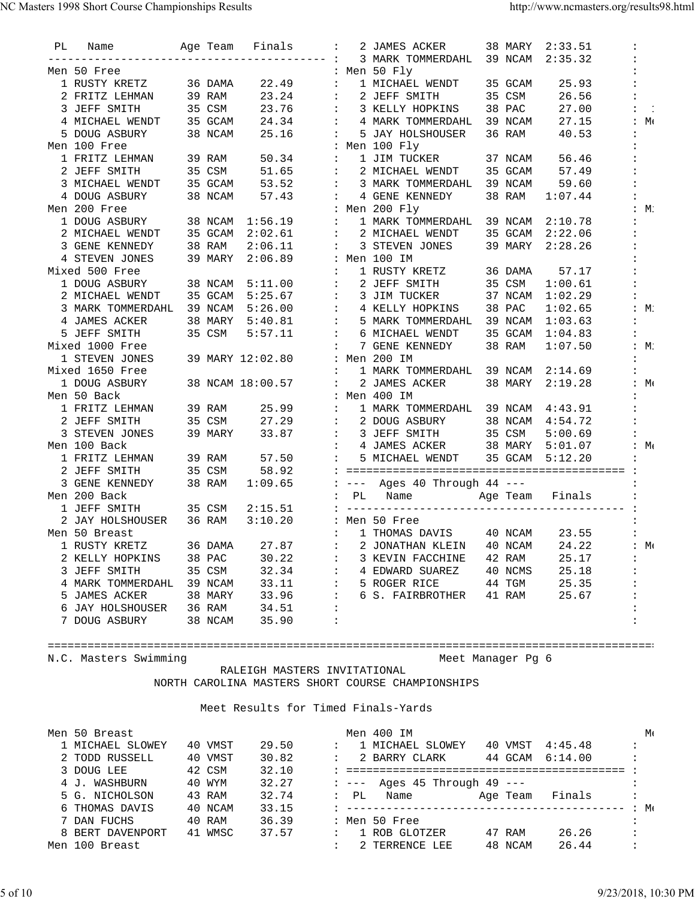```
 PL   Name          Age Team   Finals      :   2 JAMES ACKER      38 MARY  2:33.51      :
----------------------------------------- :   3 MARK TOMMERDAHL  39 NCAM  2:35.32      :
Men 50 Free                                : Men 50 Fly                                 :
  1 RUSTY KRETZ      36 DAMA    22.49      :   1 MICHAEL WENDT    35 GCAM    25.93      :
  2 FRITZ LEHMAN     39 RAM     23.24      :   2 JEFF SMITH       35 CSM     26.56      :
  3 JEFF SMITH       35 CSM     23.76      :   3 KELLY HOPKINS    38 PAC     27.00      :
  4 MICHAEL WENDT    35 GCAM    24.34      :   4 MARK TOMMERDAHL  39 NCAM    27.15      :
  5 DOUG ASBURY      38 NCAM    25.16      :   5 JAY HOLSHOUSER   36 RAM     40.53      :
Men 100 Free                               : Men 100 Fly                                :
  1 FRITZ LEHMAN     39 RAM     50.34      :   1 JIM TUCKER       37 NCAM    56.46      :
  2 JEFF SMITH       35 CSM     51.65      :   2 MICHAEL WENDT    35 GCAM    57.49      :
  3 MICHAEL WENDT    35 GCAM    53.52      :   3 MARK TOMMERDAHL  39 NCAM    59.60      :
  4 DOUG ASBURY      38 NCAM    57.43      :   4 GENE KENNEDY     38 RAM   1:07.44      :
Men 200 Free                               : Men 200 Fly                                :
  1 DOUG ASBURY      38 NCAM  1:56.19      :   1 MARK TOMMERDAHL  39 NCAM  2:10.78      :
  2 MICHAEL WENDT    35 GCAM  2:02.61      :   2 MICHAEL WENDT    35 GCAM  2:22.06      :
  3 GENE KENNEDY     38 RAM   2:06.11      :   3 STEVEN JONES     39 MARY  2:28.26      :
  4 STEVEN JONES     39 MARY  2:06.89      : Men 100 IM                                 :
Mixed 500 Free                             :   1 RUSTY KRETZ      36 DAMA    57.17      :
  1 DOUG ASBURY      38 NCAM  5:11.00      :   2 JEFF SMITH       35 CSM   1:00.61      :
  2 MICHAEL WENDT    35 GCAM  5:25.67      :   3 JIM TUCKER       37 NCAM  1:02.29      :
  3 MARK TOMMERDAHL  39 NCAM  5:26.00      :   4 KELLY HOPKINS    38 PAC   1:02.65      :
  4 JAMES ACKER      38 MARY  5:40.81      :   5 MARK TOMMERDAHL  39 NCAM  1:03.63      :
  5 JEFF SMITH       35 CSM   5:57.11      :   6 MICHAEL WENDT    35 GCAM  1:04.83      :
Mixed 1000 Free                            :   7 GENE KENNEDY     38 RAM   1:07.50      :
  1 STEVEN JONES     39 MARY 12:02.80      : Men 200 IM                                 :
Mixed 1650 Free                            :   1 MARK TOMMERDAHL  39 NCAM  2:14.69      :
  1 DOUG ASBURY      38 NCAM 18:00.57      :   2 JAMES ACKER      38 MARY  2:19.28      :
Men 50 Back                                : Men 400 IM                                 :
  1 FRITZ LEHMAN     39 RAM     25.99      :   1 MARK TOMMERDAHL  39 NCAM  4:43.91      :
  2 JEFF SMITH       35 CSM     27.29      :   2 DOUG ASBURY      38 NCAM  4:54.72      :
  3 STEVEN JONES     39 MARY    33.87      :   3 JEFF SMITH       35 CSM   5:00.69      :
Men 100 Back                               :   4 JAMES ACKER      38 MARY  5:01.07      :
  1 FRITZ LEHMAN     39 RAM     57.50      :   5 MICHAEL WENDT    35 GCAM  5:12.20      :
  2 JEFF SMITH       35 CSM     58.92      : ========================================= :
  3 GENE KENNEDY     38 RAM   1:09.65      : --- Ages 40 Through 44 ---                 :
Men 200 Back                               :  PL   Name          Age Team   Finals      :
  1 JEFF SMITH       35 CSM   2:15.51      : ----------------------------------------- :
  2 JAY HOLSHOUSER   36 RAM   3:10.20      : Men 50 Free                                :
Men 50 Breast                              :   1 THOMAS DAVIS     40 NCAM    23.55      :
  1 RUSTY KRETZ      36 DAMA    27.87      :   2 JONATHAN KLEIN   40 NCAM    24.22      :
  2 KELLY HOPKINS    38 PAC     30.22      :   3 KEVIN FACCHINE   42 RAM     25.17      :
  3 JEFF SMITH       35 CSM     32.34      :   4 EDWARD SUAREZ    40 NCMS    25.18      :
  4 MARK TOMMERDAHL  39 NCAM    33.11      :   5 ROGER RICE       44 TGM     25.35      :
  5 JAMES ACKER      38 MARY    33.96      :   6 S. FAIRBROTHER   41 RAM     25.67      :
  6 JAY HOLSHOUSER   36 RAM     34.51      :                                            :
  7 DOUG ASBURY      38 NCAM    35.90      :                                            :

==========================================================================================
N.C. Masters Swimming                                   Meet Manager Pg 6
                      RALEIGH MASTERS INVITATIONAL
             NORTH CAROLINA MASTERS SHORT COURSE CHAMPIONSHIPS

                   Meet Results for Timed Finals-Yards

Men 50 Breast                                Men 400 IM
  1 MICHAEL SLOWEY   40 VMST    29.50      :   1 MICHAEL SLOWEY   40 VMST  4:45.48      :
  2 TODD RUSSELL     40 VMST    30.82      :   2 BARRY CLARK      44 GCAM  6:14.00      :
  3 DOUG LEE         42 CSM     32.10      : ========================================= :
  4 J. WASHBURN      40 WYM     32.27      : --- Ages 45 Through 49 ---                 :
  5 G. NICHOLSON     43 RAM     32.74      :  PL   Name          Age Team   Finals      :
  6 THOMAS DAVIS     40 NCAM    33.15      : ----------------------------------------- :
  7 DAN FUCHS        40 RAM     36.39      : Men 50 Free                                :
  8 BERT DAVENPORT   41 WMSC    37.57      :   1 ROB GLOTZER      47 RAM     26.26      :
Men 100 Breast                             :   2 TERRENCE LEE     48 NCAM    26.44      :
```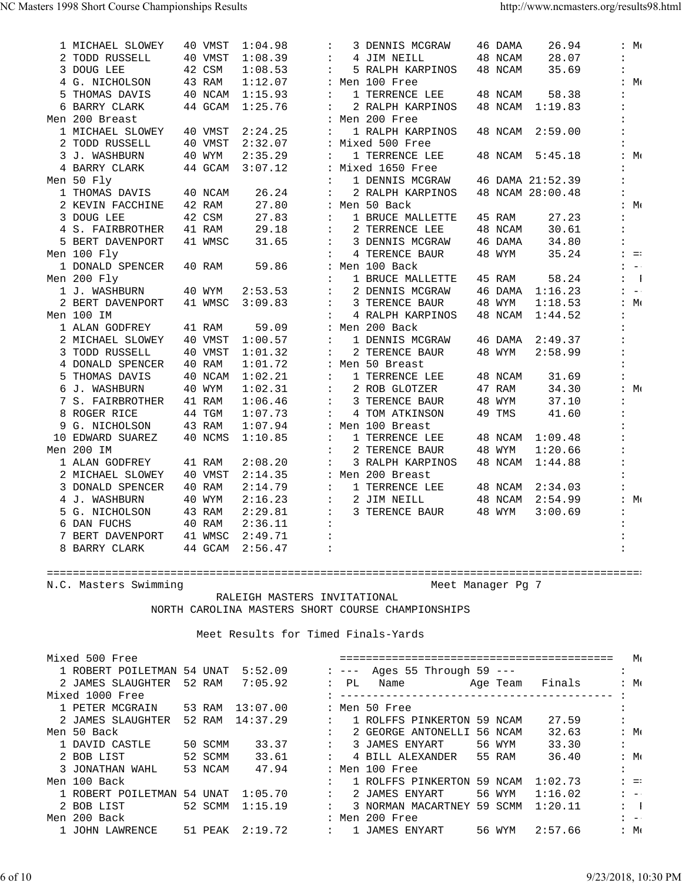```
  1 MICHAEL SLOWEY   40 VMST  1:04.98      :   3 DENNIS MCGRAW    46 DAMA    26.94      : M
  2 TODD RUSSELL     40 VMST  1:08.39      :   4 JIM NEILL        48 NCAM    28.07      :
  3 DOUG LEE         42 CSM   1:08.53      :   5 RALPH KARPINOS   48 NCAM    35.69      :
  4 G. NICHOLSON     43 RAM   1:12.07      : Men 100 Free                               : M
  5 THOMAS DAVIS     40 NCAM  1:15.93      :   1 TERRENCE LEE     48 NCAM    58.38      :
  6 BARRY CLARK      44 GCAM  1:25.76      :   2 RALPH KARPINOS   48 NCAM  1:19.83      :
Men 200 Breast                             : Men 200 Free                               :
  1 MICHAEL SLOWEY   40 VMST  2:24.25      :   1 RALPH KARPINOS   48 NCAM  2:59.00      :
  2 TODD RUSSELL     40 VMST  2:32.07      : Mixed 500 Free                             :
  3 J. WASHBURN      40 WYM   2:35.29      :   1 TERRENCE LEE     48 NCAM  5:45.18      : M
  4 BARRY CLARK      44 GCAM  3:07.12      : Mixed 1650 Free                            :
Men 50 Fly                                 :   1 DENNIS MCGRAW    46 DAMA 21:52.39      :
  1 THOMAS DAVIS     40 NCAM    26.24      :   2 RALPH KARPINOS   48 NCAM 28:00.48      :
  2 KEVIN FACCHINE   42 RAM     27.80      : Men 50 Back                                : M
  3 DOUG LEE         42 CSM     27.83      :   1 BRUCE MALLETTE   45 RAM     27.23      :
  4 S. FAIRBROTHER   41 RAM     29.18      :   2 TERRENCE LEE     48 NCAM    30.61      :
  5 BERT DAVENPORT   41 WMSC    31.65      :   3 DENNIS MCGRAW    46 DAMA    34.80      :
Men 100 Fly                                :   4 TERENCE BAUR     48 WYM     35.24      : =
  1 DONALD SPENCER   40 RAM     59.86      : Men 100 Back                               : -
Men 200 Fly                                :   1 BRUCE MALLETTE   45 RAM     58.24      :
  1 J. WASHBURN      40 WYM   2:53.53      :   2 DENNIS MCGRAW    46 DAMA  1:16.23      : -
  2 BERT DAVENPORT   41 WMSC  3:09.83      :   3 TERENCE BAUR     48 WYM   1:18.53      : M
Men 100 IM                                 :   4 RALPH KARPINOS   48 NCAM  1:44.52      :
  1 ALAN GODFREY     41 RAM     59.09      : Men 200 Back                               :
  2 MICHAEL SLOWEY   40 VMST  1:00.57      :   1 DENNIS MCGRAW    46 DAMA  2:49.37      :
  3 TODD RUSSELL     40 VMST  1:01.32      :   2 TERENCE BAUR     48 WYM   2:58.99      :
  4 DONALD SPENCER   40 RAM   1:01.72      : Men 50 Breast                              :
  5 THOMAS DAVIS     40 NCAM  1:02.21      :   1 TERRENCE LEE     48 NCAM    31.69      :
  6 J. WASHBURN      40 WYM   1:02.31      :   2 ROB GLOTZER      47 RAM     34.30      : M
  7 S. FAIRBROTHER   41 RAM   1:06.46      :   3 TERENCE BAUR     48 WYM     37.10      :
  8 ROGER RICE       44 TGM   1:07.73      :   4 TOM ATKINSON     49 TMS     41.60      :
  9 G. NICHOLSON     43 RAM   1:07.94      : Men 100 Breast                             :
 10 EDWARD SUAREZ    40 NCMS  1:10.85      :   1 TERRENCE LEE     48 NCAM  1:09.48      :
Men 200 IM                                 :   2 TERENCE BAUR     48 WYM   1:20.66      :
  1 ALAN GODFREY     41 RAM   2:08.20      :   3 RALPH KARPINOS   48 NCAM  1:44.88      :
  2 MICHAEL SLOWEY   40 VMST  2:14.35      : Men 200 Breast                             :
  3 DONALD SPENCER   40 RAM   2:14.79      :   1 TERRENCE LEE     48 NCAM  2:34.03      :
  4 J. WASHBURN      40 WYM   2:16.23      :   2 JIM NEILL        48 NCAM  2:54.99      : M
  5 G. NICHOLSON     43 RAM   2:29.81      :   3 TERENCE BAUR     48 WYM   3:00.69      :
  6 DAN FUCHS        40 RAM   2:36.11      :                                            :
  7 BERT DAVENPORT   41 WMSC  2:49.71      :                                            :
  8 BARRY CLARK      44 GCAM  2:56.47      :                                            :

==========================================================================================
N.C. Masters Swimming                                         Meet Manager Pg 7
                          RALEIGH MASTERS INVITATIONAL
                 NORTH CAROLINA MASTERS SHORT COURSE CHAMPIONSHIPS

                        Meet Results for Timed Finals-Yards

Mixed 500 Free                               =========================================  M
  1 ROBERT POILETMAN 54 UNAT  5:52.09      : ---  Ages 55 Through 59 ---                :
  2 JAMES SLAUGHTER  52 RAM   7:05.92      :  PL   Name           Age Team   Finals     : M
Mixed 1000 Free                            : ----------------------------------------- :
  1 PETER MCGRAIN    53 RAM  13:07.00      : Men 50 Free                                :
  2 JAMES SLAUGHTER  52 RAM  14:37.29      :   1 ROLFFS PINKERTON 59 NCAM    27.59      :
Men 50 Back                                :   2 GEORGE ANTONELLI 56 NCAM    32.63      : M
  1 DAVID CASTLE     50 SCMM    33.37      :   3 JAMES ENYART     56 WYM     33.30      :
  2 BOB LIST         52 SCMM    33.61      :   4 BILL ALEXANDER   55 RAM     36.40      : M
  3 JONATHAN WAHL    53 NCAM    47.94      : Men 100 Free                               :
Men 100 Back                               :   1 ROLFFS PINKERTON 59 NCAM  1:02.73      : =
  1 ROBERT POILETMAN 54 UNAT  1:05.70      :   2 JAMES ENYART     56 WYM   1:16.02      : -
  2 BOB LIST         52 SCMM  1:15.19      :   3 NORMAN MACARTNEY 59 SCMM  1:20.11      :
Men 200 Back                               : Men 200 Free                               : -
  1 JOHN LAWRENCE    51 PEAK  2:19.72      :   1 JAMES ENYART     56 WYM   2:57.66      : M
```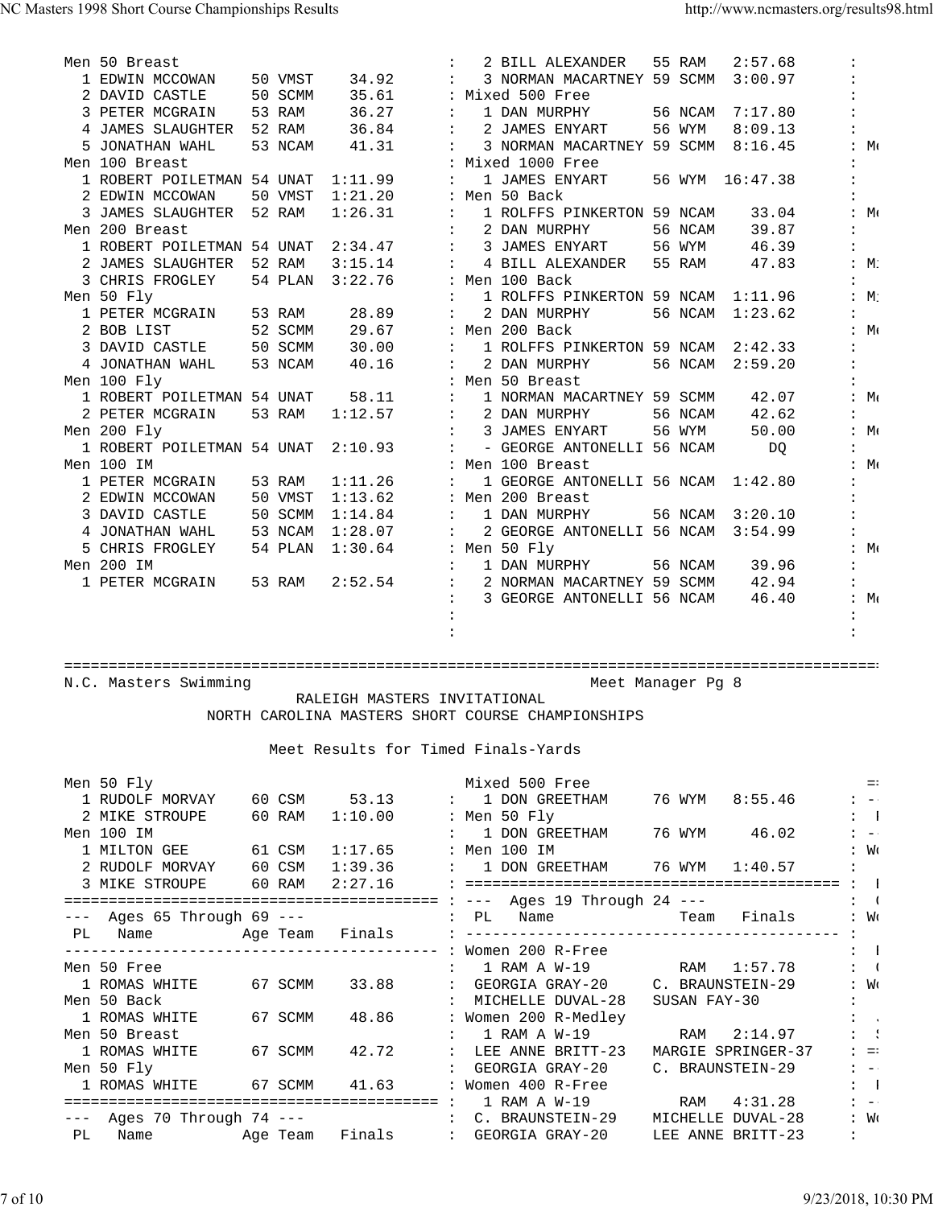```
Men 50 Breast                                  :   2 BILL ALEXANDER   55 RAM   2:57.68      :
  1 EDWIN MCCOWAN    50 VMST    34.92          :   3 NORMAN MACARTNEY 59 SCMM  3:00.97      :
  2 DAVID CASTLE     50 SCMM    35.61          : Mixed 500 Free                             :
  3 PETER MCGRAIN    53 RAM     36.27          :   1 DAN MURPHY       56 NCAM  7:17.80      :
  4 JAMES SLAUGHTER  52 RAM     36.84          :   2 JAMES ENYART     56 WYM   8:09.13      :
  5 JONATHAN WAHL    53 NCAM    41.31          :   3 NORMAN MACARTNEY 59 SCMM  8:16.45      : Me
Men 100 Breast                                 : Mixed 1000 Free                            :
  1 ROBERT POILETMAN 54 UNAT  1:11.99          :   1 JAMES ENYART     56 WYM  16:47.38      :
  2 EDWIN MCCOWAN    50 VMST  1:21.20          : Men 50 Back                                :
  3 JAMES SLAUGHTER  52 RAM   1:26.31          :   1 ROLFFS PINKERTON 59 NCAM    33.04      : Me
Men 200 Breast                                 :   2 DAN MURPHY       56 NCAM    39.87      :
  1 ROBERT POILETMAN 54 UNAT  2:34.47          :   3 JAMES ENYART     56 WYM     46.39      :
  2 JAMES SLAUGHTER  52 RAM   3:15.14          :   4 BILL ALEXANDER   55 RAM     47.83      : Mi
  3 CHRIS FROGLEY    54 PLAN  3:22.76          : Men 100 Back                               :
Men 50 Fly                                     :   1 ROLFFS PINKERTON 59 NCAM  1:11.96      : Mi
  1 PETER MCGRAIN    53 RAM     28.89          :   2 DAN MURPHY       56 NCAM  1:23.62      :
  2 BOB LIST         52 SCMM    29.67          : Men 200 Back                               : Me
  3 DAVID CASTLE     50 SCMM    30.00          :   1 ROLFFS PINKERTON 59 NCAM  2:42.33      :
  4 JONATHAN WAHL    53 NCAM    40.16          :   2 DAN MURPHY       56 NCAM  2:59.20      :
Men 100 Fly                                    : Men 50 Breast                              :
  1 ROBERT POILETMAN 54 UNAT    58.11          :   1 NORMAN MACARTNEY 59 SCMM    42.07      : Me
  2 PETER MCGRAIN    53 RAM   1:12.57          :   2 DAN MURPHY       56 NCAM    42.62      :
Men 200 Fly                                    :   3 JAMES ENYART     56 WYM     50.00      : Me
  1 ROBERT POILETMAN 54 UNAT  2:10.93          :   - GEORGE ANTONELLI 56 NCAM      DQ       :
Men 100 IM                                     : Men 100 Breast                             : Me
  1 PETER MCGRAIN    53 RAM   1:11.26          :   1 GEORGE ANTONELLI 56 NCAM  1:42.80      :
  2 EDWIN MCCOWAN    50 VMST  1:13.62          : Men 200 Breast                             :
  3 DAVID CASTLE     50 SCMM  1:14.84          :   1 DAN MURPHY       56 NCAM  3:20.10      :
  4 JONATHAN WAHL    53 NCAM  1:28.07          :   2 GEORGE ANTONELLI 56 NCAM  3:54.99      :
  5 CHRIS FROGLEY    54 PLAN  1:30.64          : Men 50 Fly                                 : Me
Men 200 IM                                     :   1 DAN MURPHY       56 NCAM    39.96      :
  1 PETER MCGRAIN    53 RAM   2:52.54          :   2 NORMAN MACARTNEY 59 SCMM    42.94      :
                                               :   3 GEORGE ANTONELLI 56 NCAM    46.40      : Me
                                               :                                            :
                                               :                                            :

==========================================================================================
N.C. Masters Swimming                                      Meet Manager Pg 8
                     RALEIGH MASTERS INVITATIONAL
            NORTH CAROLINA MASTERS SHORT COURSE CHAMPIONSHIPS

                   Meet Results for Timed Finals-Yards

Men 50 Fly                                       Mixed 500 Free                              ==
  1 RUDOLF MORVAY    60 CSM     53.13          :   1 DON GREETHAM     76 WYM   8:55.46      : --
  2 MIKE STROUPE     60 RAM   1:10.00          : Men 50 Fly                                 :  P
Men 100 IM                                     :   1 DON GREETHAM     76 WYM     46.02      : --
  1 MILTON GEE       61 CSM   1:17.65          : Men 100 IM                                 : Wo
  2 RUDOLF MORVAY    60 CSM   1:39.36          :   1 DON GREETHAM     76 WYM   1:40.57      :
  3 MIKE STROUPE     60 RAM   2:27.16          : ========================================== :  P
========================================== : --- Ages 19 Through 24 ---                     :  (
---  Ages 65 Through 69 ---                    :  PL   Name               Team   Finals     : Wo
 PL   Name           Age Team   Finals         : ------------------------------------------ :
------------------------------------------ : Women 200 R-Free                               :  P
Men 50 Free                                    :   1 RAM A W-19           RAM   1:57.78     :  (
  1 ROMAS WHITE      67 SCMM    33.88          :  GEORGIA GRAY-20     C. BRAUNSTEIN-29      : Wo
Men 50 Back                                    :  MICHELLE DUVAL-28   SUSAN FAY-30          :
  1 ROMAS WHITE      67 SCMM    48.86          : Women 200 R-Medley                         :
Men 50 Breast                                  :   1 RAM A W-19           RAM   2:14.97     :
  1 ROMAS WHITE      67 SCMM    42.72          :  LEE ANNE BRITT-23   MARGIE SPRINGER-37    : ==
Men 50 Fly                                     :  GEORGIA GRAY-20     C. BRAUNSTEIN-29      : --
  1 ROMAS WHITE      67 SCMM    41.63          : Women 400 R-Free                           :  P
========================================== :   1 RAM A W-19           RAM   4:31.28         : --
---  Ages 70 Through 74 ---                    :  C. BRAUNSTEIN-29    MICHELLE DUVAL-28     : Wo
 PL   Name           Age Team   Finals         :  GEORGIA GRAY-20     LEE ANNE BRITT-23     :
```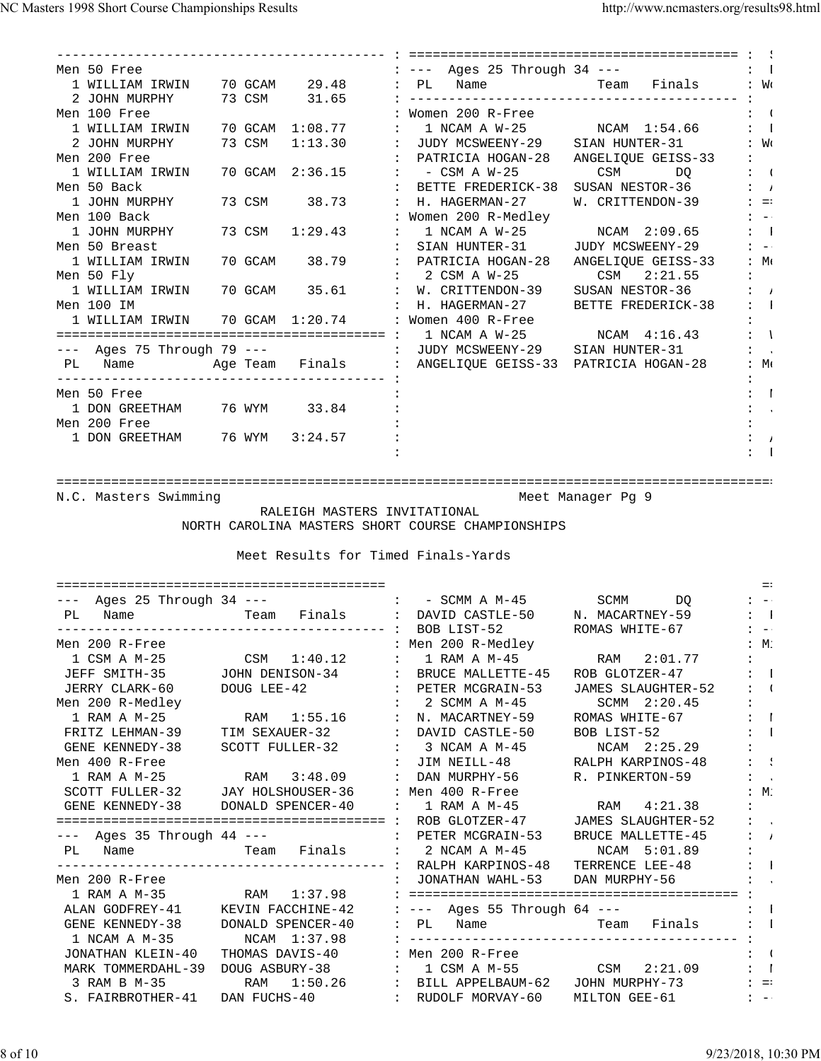```
Men 50 Free
  1 WILLIAM IRWIN    70 GCAM    29.48
  2 JOHN MURPHY      73 CSM     31.65
Men 100 Free
  1 WILLIAM IRWIN    70 GCAM  1:08.77
  2 JOHN MURPHY      73 CSM   1:13.30
Men 200 Free
  1 WILLIAM IRWIN    70 GCAM  2:36.15
Men 50 Back
  1 JOHN MURPHY      73 CSM     38.73
Men 100 Back
  1 JOHN MURPHY      73 CSM   1:29.43
Men 50 Breast
  1 WILLIAM IRWIN    70 GCAM    38.79
Men 50 Fly
  1 WILLIAM IRWIN    70 GCAM    35.61
Men 100 IM
  1 WILLIAM IRWIN    70 GCAM  1:20.74
=========================================
--- Ages 75 Through 79 ---
 PL   Name          Age Team   Finals
-----------------------------------------
Men 50 Free
  1 DON GREETHAM     76 WYM     33.84
Men 200 Free
  1 DON GREETHAM     76 WYM   3:24.57

=========================================
--- Ages 25 Through 34 ---
 PL   Name               Team   Finals
-----------------------------------------
Women 200 R-Free
  1 NCAM A W-25         NCAM  1:54.66
 JUDY MCSWEENY-29    SIAN HUNTER-31
 PATRICIA HOGAN-28   ANGELIQUE GEISS-33
  - CSM A W-25          CSM      DQ
 BETTE FREDERICK-38  SUSAN NESTOR-36
 H. HAGERMAN-27      W. CRITTENDON-39
Women 200 R-Medley
  1 NCAM A W-25         NCAM  2:09.65
 SIAN HUNTER-31      JUDY MCSWEENY-29
 PATRICIA HOGAN-28   ANGELIQUE GEISS-33
  2 CSM A W-25          CSM   2:21.55
 W. CRITTENDON-39    SUSAN NESTOR-36
 H. HAGERMAN-27      BETTE FREDERICK-38
Women 400 R-Free
  1 NCAM A W-25         NCAM  4:16.43
 JUDY MCSWEENY-29    SIAN HUNTER-31
 ANGELIQUE GEISS-33  PATRICIA HOGAN-28
```

N.C. Masters Swimming — Meet Manager Pg 9

RALEIGH MASTERS INVITATIONAL

NORTH CAROLINA MASTERS SHORT COURSE CHAMPIONSHIPS

Meet Results for Timed Finals-Yards

```
=========================================
--- Ages 25 Through 34 ---
 PL   Name               Team   Finals
-----------------------------------------
Men 200 R-Free
  1 CSM A M-25          CSM   1:40.12
 JEFF SMITH-35       JOHN DENISON-34
 JERRY CLARK-60      DOUG LEE-42
Men 200 R-Medley
  1 RAM A M-25          RAM   1:55.16
 FRITZ LEHMAN-39     TIM SEXAUER-32
 GENE KENNEDY-38     SCOTT FULLER-32
Men 400 R-Free
  1 RAM A M-25          RAM   3:48.09
 SCOTT FULLER-32     JAY HOLSHOUSER-36
 GENE KENNEDY-38     DONALD SPENCER-40
=========================================
--- Ages 35 Through 44 ---
 PL   Name               Team   Finals
-----------------------------------------
Men 200 R-Free
  1 RAM A M-35          RAM   1:37.98
 ALAN GODFREY-41     KEVIN FACCHINE-42
 GENE KENNEDY-38     DONALD SPENCER-40
  1 NCAM A M-35         NCAM  1:37.98
 JONATHAN KLEIN-40   THOMAS DAVIS-40
 MARK TOMMERDAHL-39  DOUG ASBURY-38
  3 RAM B M-35          RAM   1:50.26
 S. FAIRBROTHER-41   DAN FUCHS-40

  - SCMM A M-45         SCMM     DQ
 DAVID CASTLE-50     N. MACARTNEY-59
 BOB LIST-52         ROMAS WHITE-67
Men 200 R-Medley
  1 RAM A M-45          RAM   2:01.77
 BRUCE MALLETTE-45   ROB GLOTZER-47
 PETER MCGRAIN-53    JAMES SLAUGHTER-52
  2 SCMM A M-45         SCMM  2:20.45
 N. MACARTNEY-59     ROMAS WHITE-67
 DAVID CASTLE-50     BOB LIST-52
  3 NCAM A M-45         NCAM  2:25.29
 JIM NEILL-48        RALPH KARPINOS-48
 DAN MURPHY-56       R. PINKERTON-59
Men 400 R-Free
  1 RAM A M-45          RAM   4:21.38
 ROB GLOTZER-47      JAMES SLAUGHTER-52
 PETER MCGRAIN-53    BRUCE MALLETTE-45
  2 NCAM A M-45         NCAM  5:01.89
 RALPH KARPINOS-48   TERRENCE LEE-48
 JONATHAN WAHL-53    DAN MURPHY-56
=========================================
--- Ages 55 Through 64 ---
 PL   Name               Team   Finals
-----------------------------------------
Men 200 R-Free
  1 CSM A M-55          CSM   2:21.09
 BILL APPELBAUM-62   JOHN MURPHY-73
 RUDOLF MORVAY-60    MILTON GEE-61
```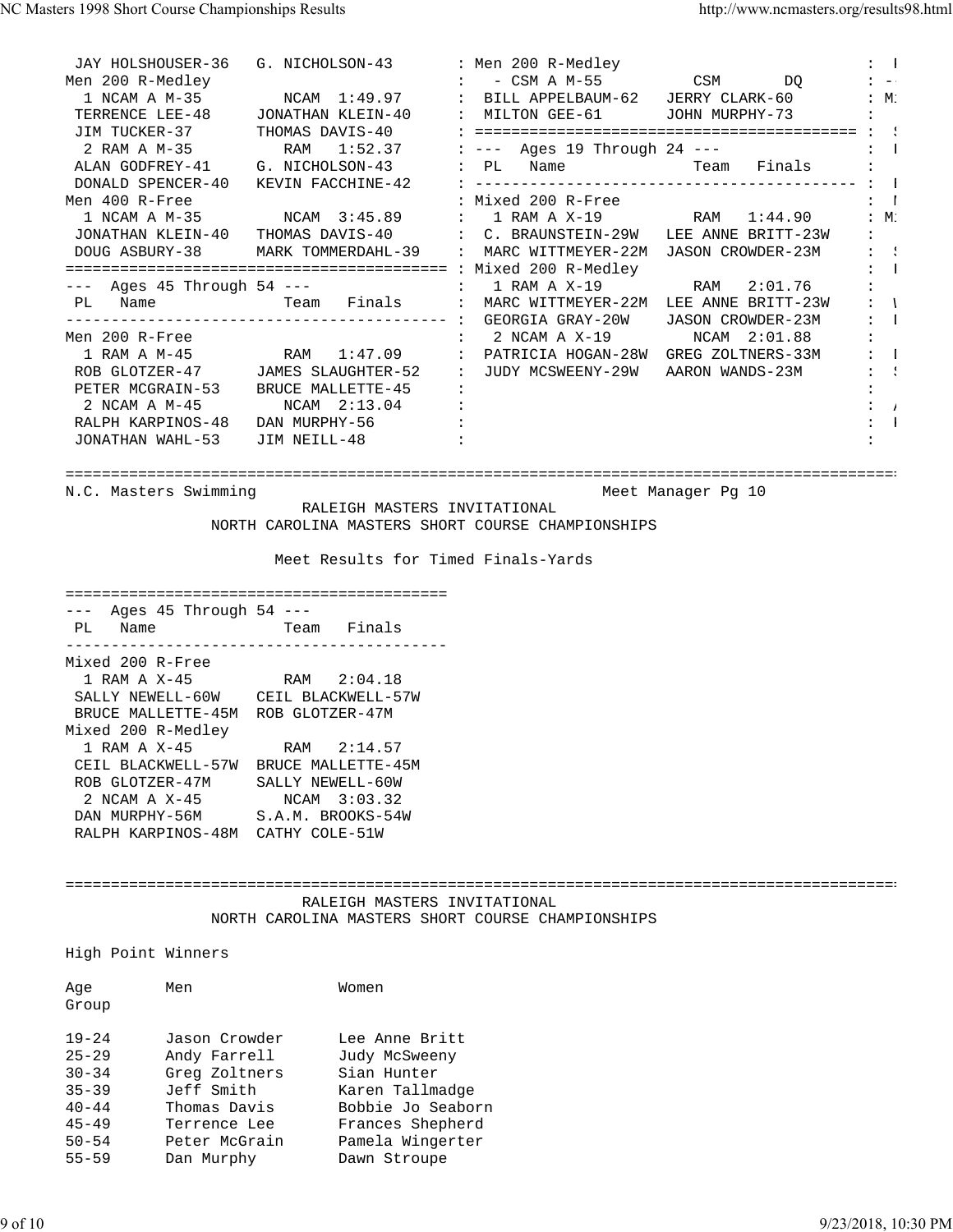```
 JAY HOLSHOUSER-36   G. NICHOLSON-43       : Men 200 R-Medley                          :
Men 200 R-Medley                           :   - CSM A M-55          CSM       DQ      :
  1 NCAM A M-35         NCAM  1:49.97      :  BILL APPELBAUM-62   JERRY CLARK-60       :
 TERRENCE LEE-48     JONATHAN KLEIN-40     :  MILTON GEE-61       JOHN MURPHY-73       :
 JIM TUCKER-37       THOMAS DAVIS-40       : ========================================= :
  2 RAM A M-35          RAM   1:52.37      : ---  Ages 19 Through 24 ---               :
 ALAN GODFREY-41     G. NICHOLSON-43       :  PL   Name              Team   Finals     :
 DONALD SPENCER-40   KEVIN FACCHINE-42     : ----------------------------------------- :
Men 400 R-Free                             : Mixed 200 R-Free                          :
  1 NCAM A M-35         NCAM  3:45.89      :   1 RAM A X-19          RAM   1:44.90     :
 JONATHAN KLEIN-40   THOMAS DAVIS-40       :  C. BRAUNSTEIN-29W   LEE ANNE BRITT-23W   :
 DOUG ASBURY-38      MARK TOMMERDAHL-39    :  MARC WITTMEYER-22M  JASON CROWDER-23M    :
========================================== : Mixed 200 R-Medley                        :
---  Ages 45 Through 54 ---                :   1 RAM A X-19          RAM   2:01.76     :
 PL   Name              Team   Finals      :  MARC WITTMEYER-22M  LEE ANNE BRITT-23W   :
------------------------------------------ :  GEORGIA GRAY-20W    JASON CROWDER-23M    :
Men 200 R-Free                             :   2 NCAM A X-19         NCAM  2:01.88     :
  1 RAM A M-45          RAM   1:47.09      :  PATRICIA HOGAN-28W  GREG ZOLTNERS-33M    :
 ROB GLOTZER-47      JAMES SLAUGHTER-52    :  JUDY MCSWEENY-29W   AARON WANDS-23M      :
 PETER MCGRAIN-53    BRUCE MALLETTE-45     :                                           :
  2 NCAM A M-45         NCAM  2:13.04      :                                           :
 RALPH KARPINOS-48   DAN MURPHY-56         :                                           :
 JONATHAN WAHL-53    JIM NEILL-48          :                                           :
```

N.C. Masters Swimming — Meet Manager Pg 10

RALEIGH MASTERS INVITATIONAL
NORTH CAROLINA MASTERS SHORT COURSE CHAMPIONSHIPS

Meet Results for Timed Finals-Yards

```
=========================================
---  Ages 45 Through 54 ---
 PL   Name              Team   Finals
-----------------------------------------
Mixed 200 R-Free
  1 RAM A X-45          RAM   2:04.18
 SALLY NEWELL-60W    CEIL BLACKWELL-57W
 BRUCE MALLETTE-45M  ROB GLOTZER-47M
Mixed 200 R-Medley
  1 RAM A X-45          RAM   2:14.57
 CEIL BLACKWELL-57W  BRUCE MALLETTE-45M
 ROB GLOTZER-47M     SALLY NEWELL-60W
  2 NCAM A X-45         NCAM  3:03.32
 DAN MURPHY-56M      S.A.M. BROOKS-54W
 RALPH KARPINOS-48M  CATHY COLE-51W
```

RALEIGH MASTERS INVITATIONAL
NORTH CAROLINA MASTERS SHORT COURSE CHAMPIONSHIPS

High Point Winners

| Age Group | Men | Women |
|---|---|---|
| 19-24 | Jason Crowder | Lee Anne Britt |
| 25-29 | Andy Farrell | Judy McSweeny |
| 30-34 | Greg Zoltners | Sian Hunter |
| 35-39 | Jeff Smith | Karen Tallmadge |
| 40-44 | Thomas Davis | Bobbie Jo Seaborn |
| 45-49 | Terrence Lee | Frances Shepherd |
| 50-54 | Peter McGrain | Pamela Wingerter |
| 55-59 | Dan Murphy | Dawn Stroupe |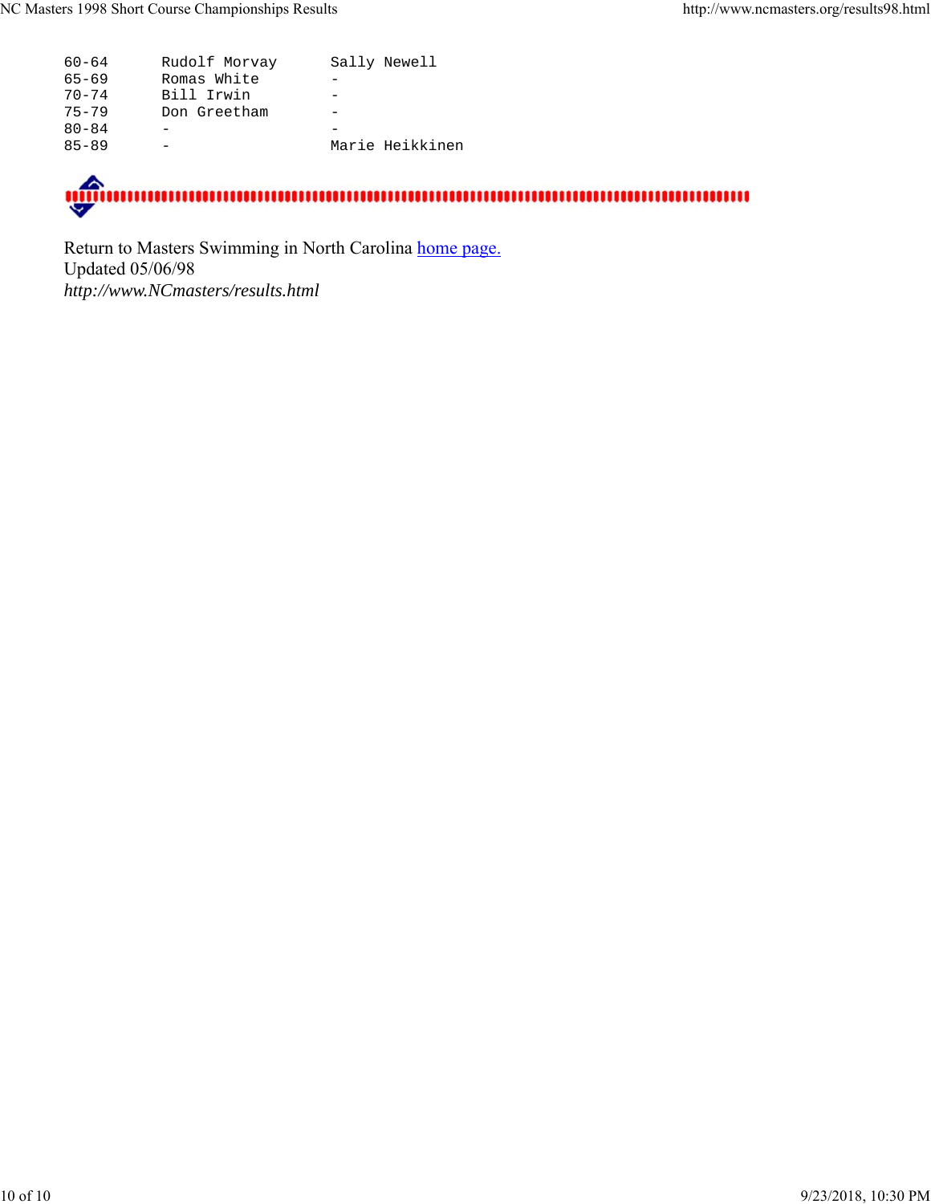| | | |
|---|---|---|
| 60-64 | Rudolf Morvay | Sally Newell |
| 65-69 | Romas White | - |
| 70-74 | Bill Irwin | - |
| 75-79 | Don Greetham | - |
| 80-84 | - | - |
| 85-89 | - | Marie Heikkinen |

Return to Masters Swimming in North Carolina home page.
Updated 05/06/98
*http://www.NCmasters/results.html*